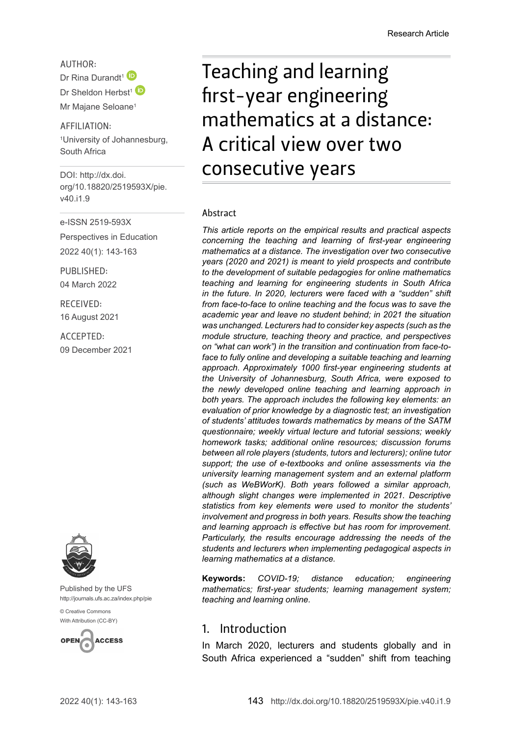Research Article

AUTHOR:
Dr Rina Durandt[1]
Dr Sheldon Herbst[1]
Mr Majane Seloane[1]

AFFILIATION:
[1]University of Johannesburg, South Africa

DOI: http://dx.doi.org/10.18820/2519593X/pie.v40.i1.9

e-ISSN 2519-593X

Perspectives in Education

2022 40(1): 143-163

PUBLISHED:
04 March 2022

RECEIVED:
16 August 2021

ACCEPTED:
09 December 2021

Published by the UFS
http://journals.ufs.ac.za/index.php/pie

© Creative Commons
With Attribution (CC-BY)

# Teaching and learning first-year engineering mathematics at a distance: A critical view over two consecutive years

## Abstract

*This article reports on the empirical results and practical aspects concerning the teaching and learning of first-year engineering mathematics at a distance. The investigation over two consecutive years (2020 and 2021) is meant to yield prospects and contribute to the development of suitable pedagogies for online mathematics teaching and learning for engineering students in South Africa in the future. In 2020, lecturers were faced with a "sudden" shift from face-to-face to online teaching and the focus was to save the academic year and leave no student behind; in 2021 the situation was unchanged. Lecturers had to consider key aspects (such as the module structure, teaching theory and practice, and perspectives on "what can work") in the transition and continuation from face-to-face to fully online and developing a suitable teaching and learning approach. Approximately 1000 first-year engineering students at the University of Johannesburg, South Africa, were exposed to the newly developed online teaching and learning approach in both years. The approach includes the following key elements: an evaluation of prior knowledge by a diagnostic test; an investigation of students' attitudes towards mathematics by means of the SATM questionnaire; weekly virtual lecture and tutorial sessions; weekly homework tasks; additional online resources; discussion forums between all role players (students, tutors and lecturers); online tutor support; the use of e-textbooks and online assessments via the university learning management system and an external platform (such as WeBWorK). Both years followed a similar approach, although slight changes were implemented in 2021. Descriptive statistics from key elements were used to monitor the students' involvement and progress in both years. Results show the teaching and learning approach is effective but has room for improvement. Particularly, the results encourage addressing the needs of the students and lecturers when implementing pedagogical aspects in learning mathematics at a distance.*

**Keywords:** *COVID-19; distance education; engineering mathematics; first-year students; learning management system; teaching and learning online.*

## 1. Introduction

In March 2020, lecturers and students globally and in South Africa experienced a "sudden" shift from teaching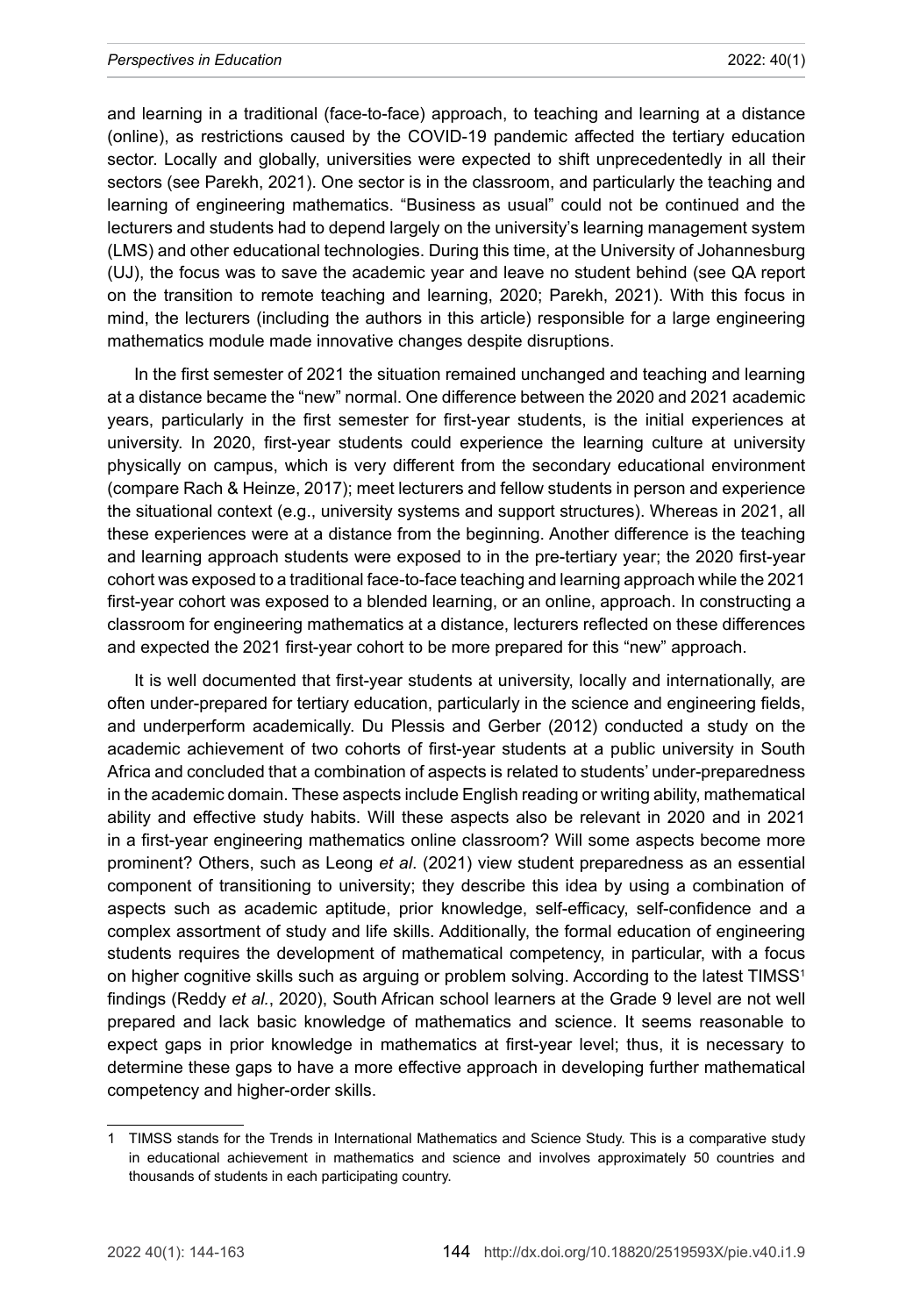and learning in a traditional (face-to-face) approach, to teaching and learning at a distance (online), as restrictions caused by the COVID-19 pandemic affected the tertiary education sector. Locally and globally, universities were expected to shift unprecedentedly in all their sectors (see Parekh, 2021). One sector is in the classroom, and particularly the teaching and learning of engineering mathematics. "Business as usual" could not be continued and the lecturers and students had to depend largely on the university's learning management system (LMS) and other educational technologies. During this time, at the University of Johannesburg (UJ), the focus was to save the academic year and leave no student behind (see QA report on the transition to remote teaching and learning, 2020; Parekh, 2021). With this focus in mind, the lecturers (including the authors in this article) responsible for a large engineering mathematics module made innovative changes despite disruptions.

In the first semester of 2021 the situation remained unchanged and teaching and learning at a distance became the "new" normal. One difference between the 2020 and 2021 academic years, particularly in the first semester for first-year students, is the initial experiences at university. In 2020, first-year students could experience the learning culture at university physically on campus, which is very different from the secondary educational environment (compare Rach & Heinze, 2017); meet lecturers and fellow students in person and experience the situational context (e.g., university systems and support structures). Whereas in 2021, all these experiences were at a distance from the beginning. Another difference is the teaching and learning approach students were exposed to in the pre-tertiary year; the 2020 first-year cohort was exposed to a traditional face-to-face teaching and learning approach while the 2021 first-year cohort was exposed to a blended learning, or an online, approach. In constructing a classroom for engineering mathematics at a distance, lecturers reflected on these differences and expected the 2021 first-year cohort to be more prepared for this "new" approach.

It is well documented that first-year students at university, locally and internationally, are often under-prepared for tertiary education, particularly in the science and engineering fields, and underperform academically. Du Plessis and Gerber (2012) conducted a study on the academic achievement of two cohorts of first-year students at a public university in South Africa and concluded that a combination of aspects is related to students' under-preparedness in the academic domain. These aspects include English reading or writing ability, mathematical ability and effective study habits. Will these aspects also be relevant in 2020 and in 2021 in a first-year engineering mathematics online classroom? Will some aspects become more prominent? Others, such as Leong *et al*. (2021) view student preparedness as an essential component of transitioning to university; they describe this idea by using a combination of aspects such as academic aptitude, prior knowledge, self-efficacy, self-confidence and a complex assortment of study and life skills. Additionally, the formal education of engineering students requires the development of mathematical competency, in particular, with a focus on higher cognitive skills such as arguing or problem solving. According to the latest TIMSS[1] findings (Reddy *et al.*, 2020), South African school learners at the Grade 9 level are not well prepared and lack basic knowledge of mathematics and science. It seems reasonable to expect gaps in prior knowledge in mathematics at first-year level; thus, it is necessary to determine these gaps to have a more effective approach in developing further mathematical competency and higher-order skills.

---

1 TIMSS stands for the Trends in International Mathematics and Science Study. This is a comparative study in educational achievement in mathematics and science and involves approximately 50 countries and thousands of students in each participating country.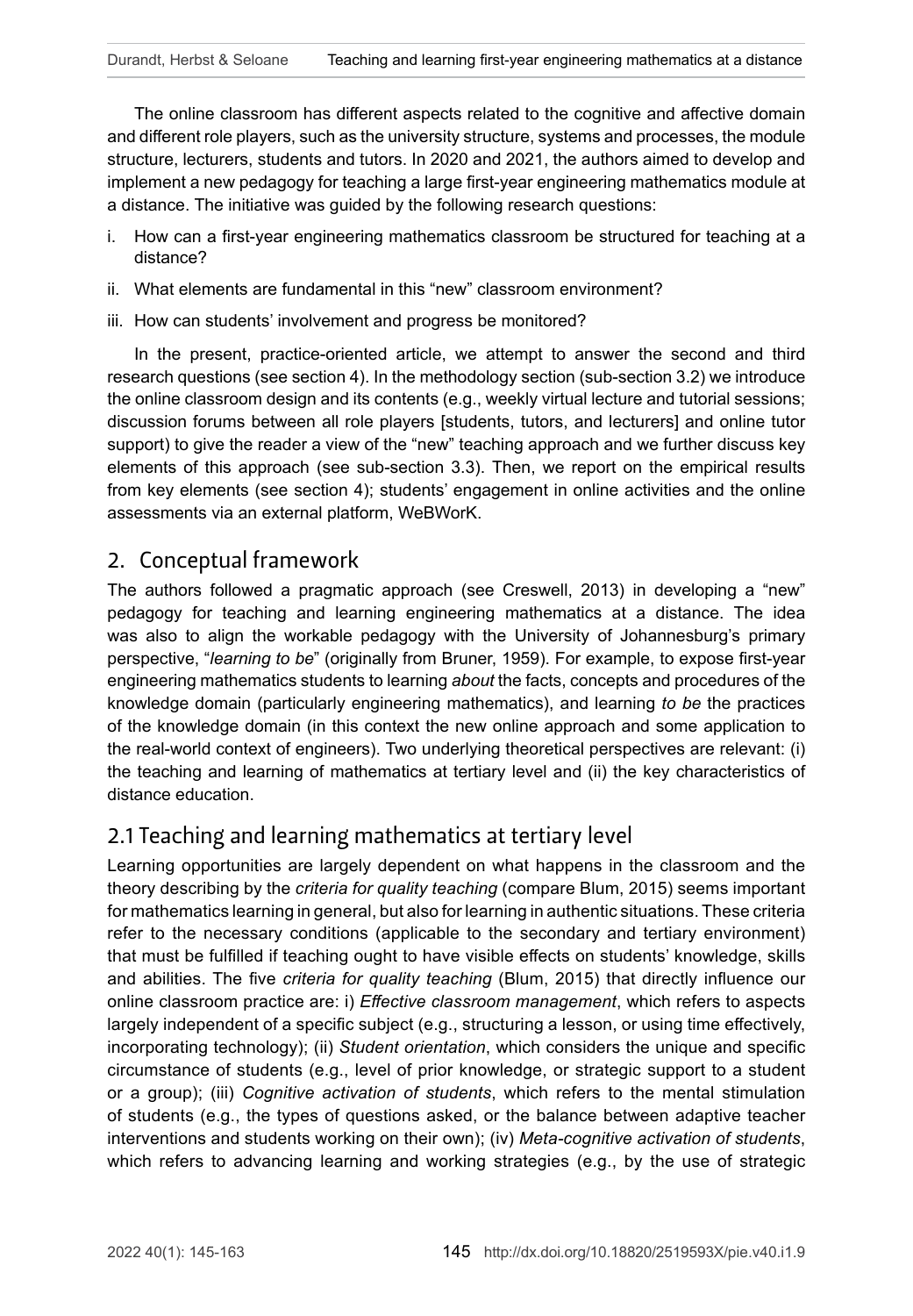The online classroom has different aspects related to the cognitive and affective domain and different role players, such as the university structure, systems and processes, the module structure, lecturers, students and tutors. In 2020 and 2021, the authors aimed to develop and implement a new pedagogy for teaching a large first-year engineering mathematics module at a distance. The initiative was guided by the following research questions:

i. How can a first-year engineering mathematics classroom be structured for teaching at a distance?
ii. What elements are fundamental in this "new" classroom environment?
iii. How can students' involvement and progress be monitored?

In the present, practice-oriented article, we attempt to answer the second and third research questions (see section 4). In the methodology section (sub-section 3.2) we introduce the online classroom design and its contents (e.g., weekly virtual lecture and tutorial sessions; discussion forums between all role players [students, tutors, and lecturers] and online tutor support) to give the reader a view of the "new" teaching approach and we further discuss key elements of this approach (see sub-section 3.3). Then, we report on the empirical results from key elements (see section 4); students' engagement in online activities and the online assessments via an external platform, WeBWorK.

## 2. Conceptual framework

The authors followed a pragmatic approach (see Creswell, 2013) in developing a "new" pedagogy for teaching and learning engineering mathematics at a distance. The idea was also to align the workable pedagogy with the University of Johannesburg's primary perspective, "*learning to be*" (originally from Bruner, 1959). For example, to expose first-year engineering mathematics students to learning *about* the facts, concepts and procedures of the knowledge domain (particularly engineering mathematics), and learning *to be* the practices of the knowledge domain (in this context the new online approach and some application to the real-world context of engineers). Two underlying theoretical perspectives are relevant: (i) the teaching and learning of mathematics at tertiary level and (ii) the key characteristics of distance education.

## 2.1 Teaching and learning mathematics at tertiary level

Learning opportunities are largely dependent on what happens in the classroom and the theory describing by the *criteria for quality teaching* (compare Blum, 2015) seems important for mathematics learning in general, but also for learning in authentic situations. These criteria refer to the necessary conditions (applicable to the secondary and tertiary environment) that must be fulfilled if teaching ought to have visible effects on students' knowledge, skills and abilities. The five *criteria for quality teaching* (Blum, 2015) that directly influence our online classroom practice are: i) *Effective classroom management*, which refers to aspects largely independent of a specific subject (e.g., structuring a lesson, or using time effectively, incorporating technology); (ii) *Student orientation*, which considers the unique and specific circumstance of students (e.g., level of prior knowledge, or strategic support to a student or a group); (iii) *Cognitive activation of students*, which refers to the mental stimulation of students (e.g., the types of questions asked, or the balance between adaptive teacher interventions and students working on their own); (iv) *Meta-cognitive activation of students*, which refers to advancing learning and working strategies (e.g., by the use of strategic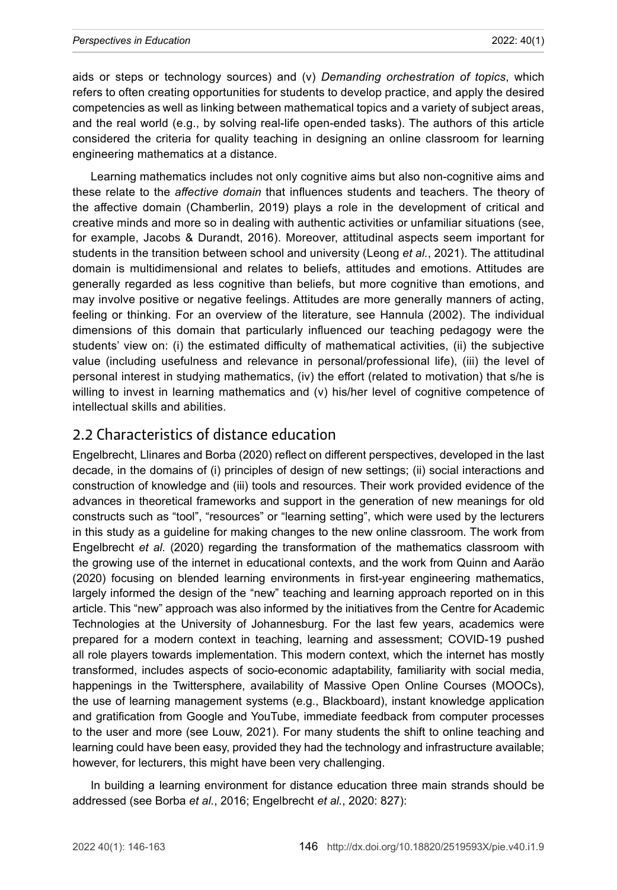aids or steps or technology sources) and (v) *Demanding orchestration of topics*, which refers to often creating opportunities for students to develop practice, and apply the desired competencies as well as linking between mathematical topics and a variety of subject areas, and the real world (e.g., by solving real-life open-ended tasks). The authors of this article considered the criteria for quality teaching in designing an online classroom for learning engineering mathematics at a distance.

Learning mathematics includes not only cognitive aims but also non-cognitive aims and these relate to the *affective domain* that influences students and teachers. The theory of the affective domain (Chamberlin, 2019) plays a role in the development of critical and creative minds and more so in dealing with authentic activities or unfamiliar situations (see, for example, Jacobs & Durandt, 2016). Moreover, attitudinal aspects seem important for students in the transition between school and university (Leong *et al.*, 2021). The attitudinal domain is multidimensional and relates to beliefs, attitudes and emotions. Attitudes are generally regarded as less cognitive than beliefs, but more cognitive than emotions, and may involve positive or negative feelings. Attitudes are more generally manners of acting, feeling or thinking. For an overview of the literature, see Hannula (2002). The individual dimensions of this domain that particularly influenced our teaching pedagogy were the students' view on: (i) the estimated difficulty of mathematical activities, (ii) the subjective value (including usefulness and relevance in personal/professional life), (iii) the level of personal interest in studying mathematics, (iv) the effort (related to motivation) that s/he is willing to invest in learning mathematics and (v) his/her level of cognitive competence of intellectual skills and abilities.

## 2.2 Characteristics of distance education

Engelbrecht, Llinares and Borba (2020) reflect on different perspectives, developed in the last decade, in the domains of (i) principles of design of new settings; (ii) social interactions and construction of knowledge and (iii) tools and resources. Their work provided evidence of the advances in theoretical frameworks and support in the generation of new meanings for old constructs such as "tool", "resources" or "learning setting", which were used by the lecturers in this study as a guideline for making changes to the new online classroom. The work from Engelbrecht *et al.* (2020) regarding the transformation of the mathematics classroom with the growing use of the internet in educational contexts, and the work from Quinn and Aaräo (2020) focusing on blended learning environments in first-year engineering mathematics, largely informed the design of the "new" teaching and learning approach reported on in this article. This "new" approach was also informed by the initiatives from the Centre for Academic Technologies at the University of Johannesburg. For the last few years, academics were prepared for a modern context in teaching, learning and assessment; COVID-19 pushed all role players towards implementation. This modern context, which the internet has mostly transformed, includes aspects of socio-economic adaptability, familiarity with social media, happenings in the Twittersphere, availability of Massive Open Online Courses (MOOCs), the use of learning management systems (e.g., Blackboard), instant knowledge application and gratification from Google and YouTube, immediate feedback from computer processes to the user and more (see Louw, 2021). For many students the shift to online teaching and learning could have been easy, provided they had the technology and infrastructure available; however, for lecturers, this might have been very challenging.

In building a learning environment for distance education three main strands should be addressed (see Borba *et al.*, 2016; Engelbrecht *et al.*, 2020: 827):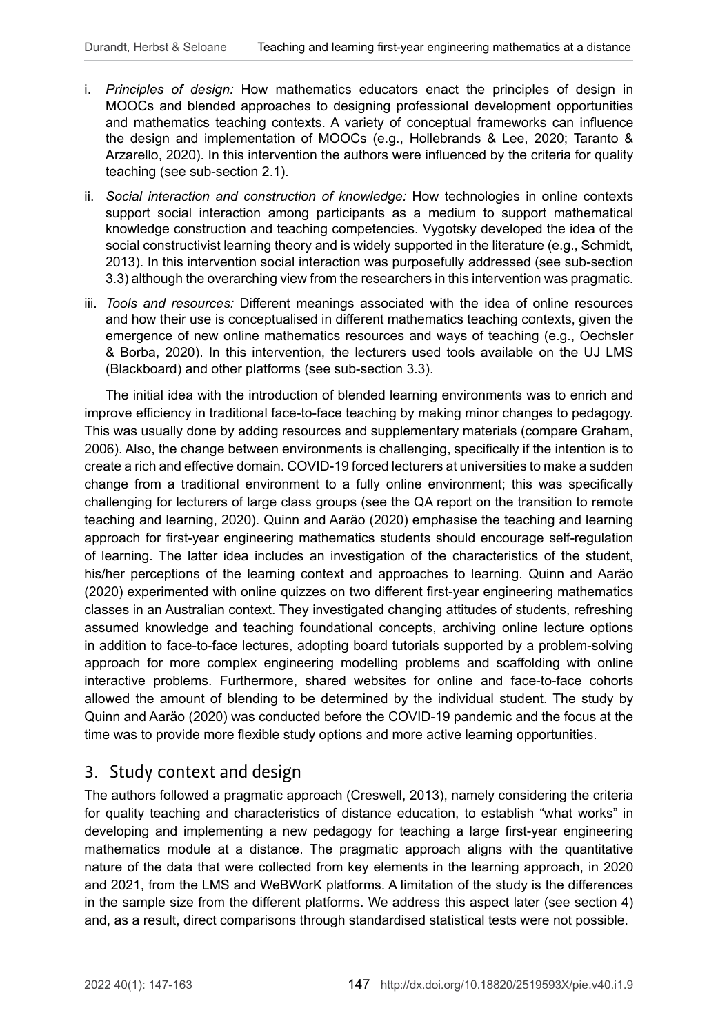i. *Principles of design:* How mathematics educators enact the principles of design in MOOCs and blended approaches to designing professional development opportunities and mathematics teaching contexts. A variety of conceptual frameworks can influence the design and implementation of MOOCs (e.g., Hollebrands & Lee, 2020; Taranto & Arzarello, 2020). In this intervention the authors were influenced by the criteria for quality teaching (see sub-section 2.1).

ii. *Social interaction and construction of knowledge:* How technologies in online contexts support social interaction among participants as a medium to support mathematical knowledge construction and teaching competencies. Vygotsky developed the idea of the social constructivist learning theory and is widely supported in the literature (e.g., Schmidt, 2013). In this intervention social interaction was purposefully addressed (see sub-section 3.3) although the overarching view from the researchers in this intervention was pragmatic.

iii. *Tools and resources:* Different meanings associated with the idea of online resources and how their use is conceptualised in different mathematics teaching contexts, given the emergence of new online mathematics resources and ways of teaching (e.g., Oechsler & Borba, 2020). In this intervention, the lecturers used tools available on the UJ LMS (Blackboard) and other platforms (see sub-section 3.3).

The initial idea with the introduction of blended learning environments was to enrich and improve efficiency in traditional face-to-face teaching by making minor changes to pedagogy. This was usually done by adding resources and supplementary materials (compare Graham, 2006). Also, the change between environments is challenging, specifically if the intention is to create a rich and effective domain. COVID-19 forced lecturers at universities to make a sudden change from a traditional environment to a fully online environment; this was specifically challenging for lecturers of large class groups (see the QA report on the transition to remote teaching and learning, 2020). Quinn and Aaräo (2020) emphasise the teaching and learning approach for first-year engineering mathematics students should encourage self-regulation of learning. The latter idea includes an investigation of the characteristics of the student, his/her perceptions of the learning context and approaches to learning. Quinn and Aaräo (2020) experimented with online quizzes on two different first-year engineering mathematics classes in an Australian context. They investigated changing attitudes of students, refreshing assumed knowledge and teaching foundational concepts, archiving online lecture options in addition to face-to-face lectures, adopting board tutorials supported by a problem-solving approach for more complex engineering modelling problems and scaffolding with online interactive problems. Furthermore, shared websites for online and face-to-face cohorts allowed the amount of blending to be determined by the individual student. The study by Quinn and Aaräo (2020) was conducted before the COVID-19 pandemic and the focus at the time was to provide more flexible study options and more active learning opportunities.

## 3. Study context and design

The authors followed a pragmatic approach (Creswell, 2013), namely considering the criteria for quality teaching and characteristics of distance education, to establish "what works" in developing and implementing a new pedagogy for teaching a large first-year engineering mathematics module at a distance. The pragmatic approach aligns with the quantitative nature of the data that were collected from key elements in the learning approach, in 2020 and 2021, from the LMS and WeBWorK platforms. A limitation of the study is the differences in the sample size from the different platforms. We address this aspect later (see section 4) and, as a result, direct comparisons through standardised statistical tests were not possible.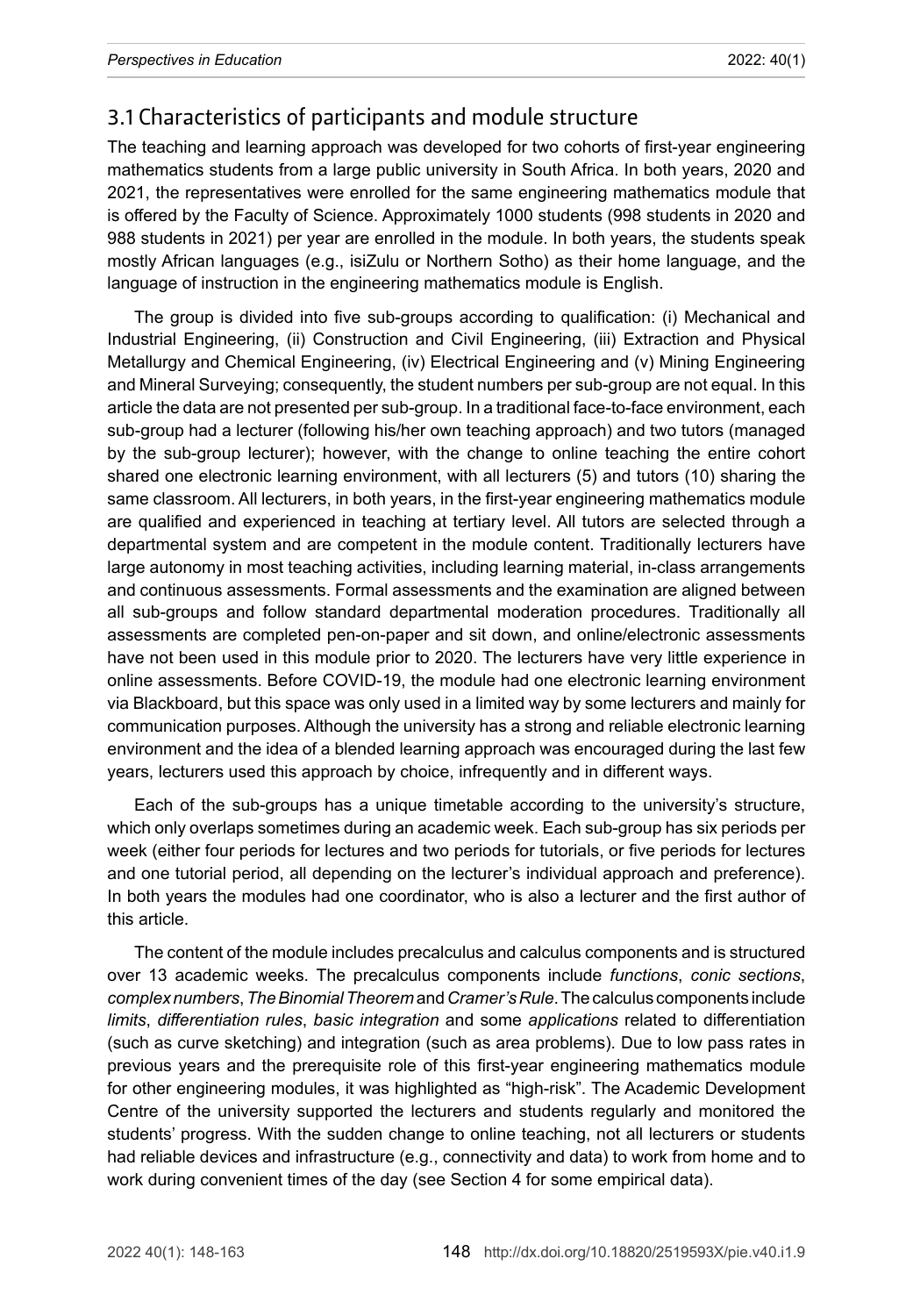## 3.1 Characteristics of participants and module structure

The teaching and learning approach was developed for two cohorts of first-year engineering mathematics students from a large public university in South Africa. In both years, 2020 and 2021, the representatives were enrolled for the same engineering mathematics module that is offered by the Faculty of Science. Approximately 1000 students (998 students in 2020 and 988 students in 2021) per year are enrolled in the module. In both years, the students speak mostly African languages (e.g., isiZulu or Northern Sotho) as their home language, and the language of instruction in the engineering mathematics module is English.

The group is divided into five sub-groups according to qualification: (i) Mechanical and Industrial Engineering, (ii) Construction and Civil Engineering, (iii) Extraction and Physical Metallurgy and Chemical Engineering, (iv) Electrical Engineering and (v) Mining Engineering and Mineral Surveying; consequently, the student numbers per sub-group are not equal. In this article the data are not presented per sub-group. In a traditional face-to-face environment, each sub-group had a lecturer (following his/her own teaching approach) and two tutors (managed by the sub-group lecturer); however, with the change to online teaching the entire cohort shared one electronic learning environment, with all lecturers (5) and tutors (10) sharing the same classroom. All lecturers, in both years, in the first-year engineering mathematics module are qualified and experienced in teaching at tertiary level. All tutors are selected through a departmental system and are competent in the module content. Traditionally lecturers have large autonomy in most teaching activities, including learning material, in-class arrangements and continuous assessments. Formal assessments and the examination are aligned between all sub-groups and follow standard departmental moderation procedures. Traditionally all assessments are completed pen-on-paper and sit down, and online/electronic assessments have not been used in this module prior to 2020. The lecturers have very little experience in online assessments. Before COVID-19, the module had one electronic learning environment via Blackboard, but this space was only used in a limited way by some lecturers and mainly for communication purposes. Although the university has a strong and reliable electronic learning environment and the idea of a blended learning approach was encouraged during the last few years, lecturers used this approach by choice, infrequently and in different ways.

Each of the sub-groups has a unique timetable according to the university's structure, which only overlaps sometimes during an academic week. Each sub-group has six periods per week (either four periods for lectures and two periods for tutorials, or five periods for lectures and one tutorial period, all depending on the lecturer's individual approach and preference). In both years the modules had one coordinator, who is also a lecturer and the first author of this article.

The content of the module includes precalculus and calculus components and is structured over 13 academic weeks. The precalculus components include *functions*, *conic sections*, *complex numbers*, *The Binomial Theorem* and *Cramer's Rule*. The calculus components include *limits*, *differentiation rules*, *basic integration* and some *applications* related to differentiation (such as curve sketching) and integration (such as area problems). Due to low pass rates in previous years and the prerequisite role of this first-year engineering mathematics module for other engineering modules, it was highlighted as "high-risk". The Academic Development Centre of the university supported the lecturers and students regularly and monitored the students' progress. With the sudden change to online teaching, not all lecturers or students had reliable devices and infrastructure (e.g., connectivity and data) to work from home and to work during convenient times of the day (see Section 4 for some empirical data).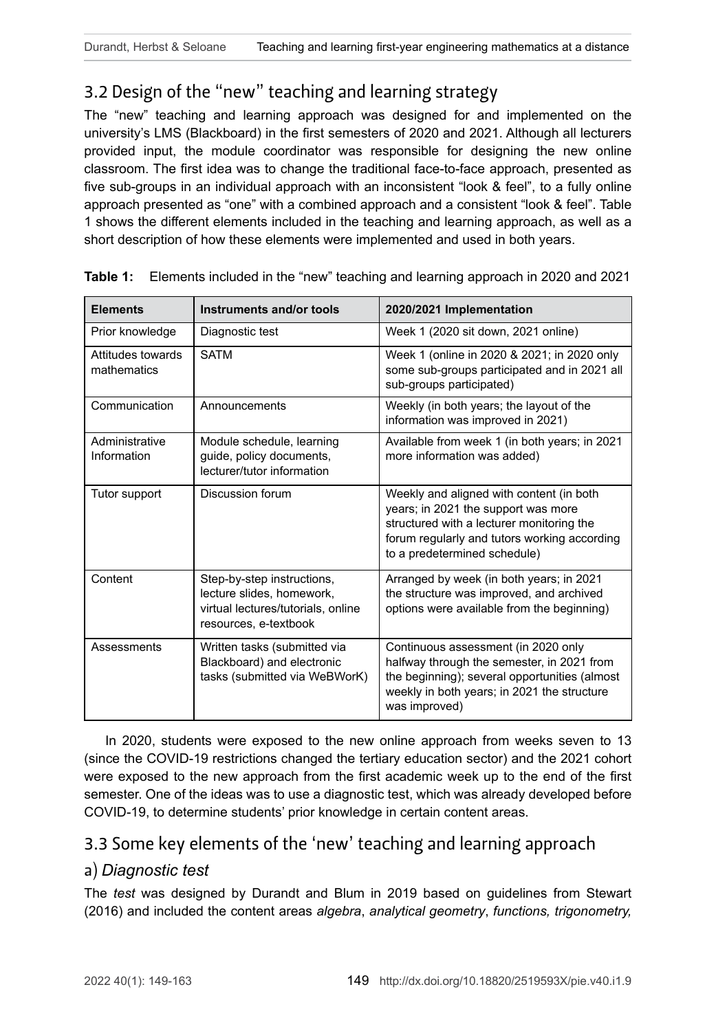## 3.2 Design of the "new" teaching and learning strategy

The "new" teaching and learning approach was designed for and implemented on the university's LMS (Blackboard) in the first semesters of 2020 and 2021. Although all lecturers provided input, the module coordinator was responsible for designing the new online classroom. The first idea was to change the traditional face-to-face approach, presented as five sub-groups in an individual approach with an inconsistent "look & feel", to a fully online approach presented as "one" with a combined approach and a consistent "look & feel". Table 1 shows the different elements included in the teaching and learning approach, as well as a short description of how these elements were implemented and used in both years.

**Table 1:** Elements included in the "new" teaching and learning approach in 2020 and 2021

| Elements | Instruments and/or tools | 2020/2021 Implementation |
|---|---|---|
| Prior knowledge | Diagnostic test | Week 1 (2020 sit down, 2021 online) |
| Attitudes towards mathematics | SATM | Week 1 (online in 2020 & 2021; in 2020 only some sub-groups participated and in 2021 all sub-groups participated) |
| Communication | Announcements | Weekly (in both years; the layout of the information was improved in 2021) |
| Administrative Information | Module schedule, learning guide, policy documents, lecturer/tutor information | Available from week 1 (in both years; in 2021 more information was added) |
| Tutor support | Discussion forum | Weekly and aligned with content (in both years; in 2021 the support was more structured with a lecturer monitoring the forum regularly and tutors working according to a predetermined schedule) |
| Content | Step-by-step instructions, lecture slides, homework, virtual lectures/tutorials, online resources, e-textbook | Arranged by week (in both years; in 2021 the structure was improved, and archived options were available from the beginning) |
| Assessments | Written tasks (submitted via Blackboard) and electronic tasks (submitted via WeBWorK) | Continuous assessment (in 2020 only halfway through the semester, in 2021 from the beginning); several opportunities (almost weekly in both years; in 2021 the structure was improved) |

In 2020, students were exposed to the new online approach from weeks seven to 13 (since the COVID-19 restrictions changed the tertiary education sector) and the 2021 cohort were exposed to the new approach from the first academic week up to the end of the first semester. One of the ideas was to use a diagnostic test, which was already developed before COVID-19, to determine students' prior knowledge in certain content areas.

## 3.3 Some key elements of the 'new' teaching and learning approach

### a) *Diagnostic test*

The *test* was designed by Durandt and Blum in 2019 based on guidelines from Stewart (2016) and included the content areas *algebra*, *analytical geometry*, *functions, trigonometry,*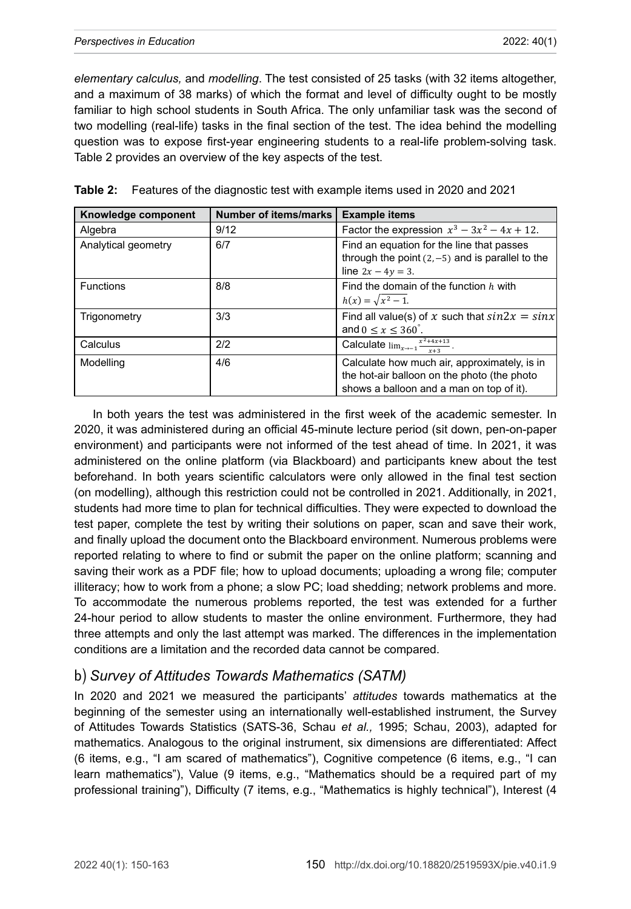*elementary calculus,* and *modelling*. The test consisted of 25 tasks (with 32 items altogether, and a maximum of 38 marks) of which the format and level of difficulty ought to be mostly familiar to high school students in South Africa. The only unfamiliar task was the second of two modelling (real-life) tasks in the final section of the test. The idea behind the modelling question was to expose first-year engineering students to a real-life problem-solving task. Table 2 provides an overview of the key aspects of the test.

**Table 2:** Features of the diagnostic test with example items used in 2020 and 2021

| Knowledge component | Number of items/marks | Example items |
|---|---|---|
| Algebra | 9/12 | Factor the expression $x^3 - 3x^2 - 4x + 12$. |
| Analytical geometry | 6/7 | Find an equation for the line that passes through the point $(2, -5)$ and is parallel to the line $2x - 4y = 3$. |
| Functions | 8/8 | Find the domain of the function $h$ with $h(x) = \sqrt{x^2 - 1}$. |
| Trigonometry | 3/3 | Find all value(s) of $x$ such that $sin2x = sinx$ and $0 \leq x \leq 360^{\circ}$. |
| Calculus | 2/2 | Calculate $\lim_{x \to -1} \frac{x^2+4x+13}{x+3}$. |
| Modelling | 4/6 | Calculate how much air, approximately, is in the hot-air balloon on the photo (the photo shows a balloon and a man on top of it). |

In both years the test was administered in the first week of the academic semester. In 2020, it was administered during an official 45-minute lecture period (sit down, pen-on-paper environment) and participants were not informed of the test ahead of time. In 2021, it was administered on the online platform (via Blackboard) and participants knew about the test beforehand. In both years scientific calculators were only allowed in the final test section (on modelling), although this restriction could not be controlled in 2021. Additionally, in 2021, students had more time to plan for technical difficulties. They were expected to download the test paper, complete the test by writing their solutions on paper, scan and save their work, and finally upload the document onto the Blackboard environment. Numerous problems were reported relating to where to find or submit the paper on the online platform; scanning and saving their work as a PDF file; how to upload documents; uploading a wrong file; computer illiteracy; how to work from a phone; a slow PC; load shedding; network problems and more. To accommodate the numerous problems reported, the test was extended for a further 24-hour period to allow students to master the online environment. Furthermore, they had three attempts and only the last attempt was marked. The differences in the implementation conditions are a limitation and the recorded data cannot be compared.

## b) *Survey of Attitudes Towards Mathematics (SATM)*

In 2020 and 2021 we measured the participants' *attitudes* towards mathematics at the beginning of the semester using an internationally well-established instrument, the Survey of Attitudes Towards Statistics (SATS-36, Schau *et al.,* 1995; Schau, 2003), adapted for mathematics. Analogous to the original instrument, six dimensions are differentiated: Affect (6 items, e.g., "I am scared of mathematics"), Cognitive competence (6 items, e.g., "I can learn mathematics"), Value (9 items, e.g., "Mathematics should be a required part of my professional training"), Difficulty (7 items, e.g., "Mathematics is highly technical"), Interest (4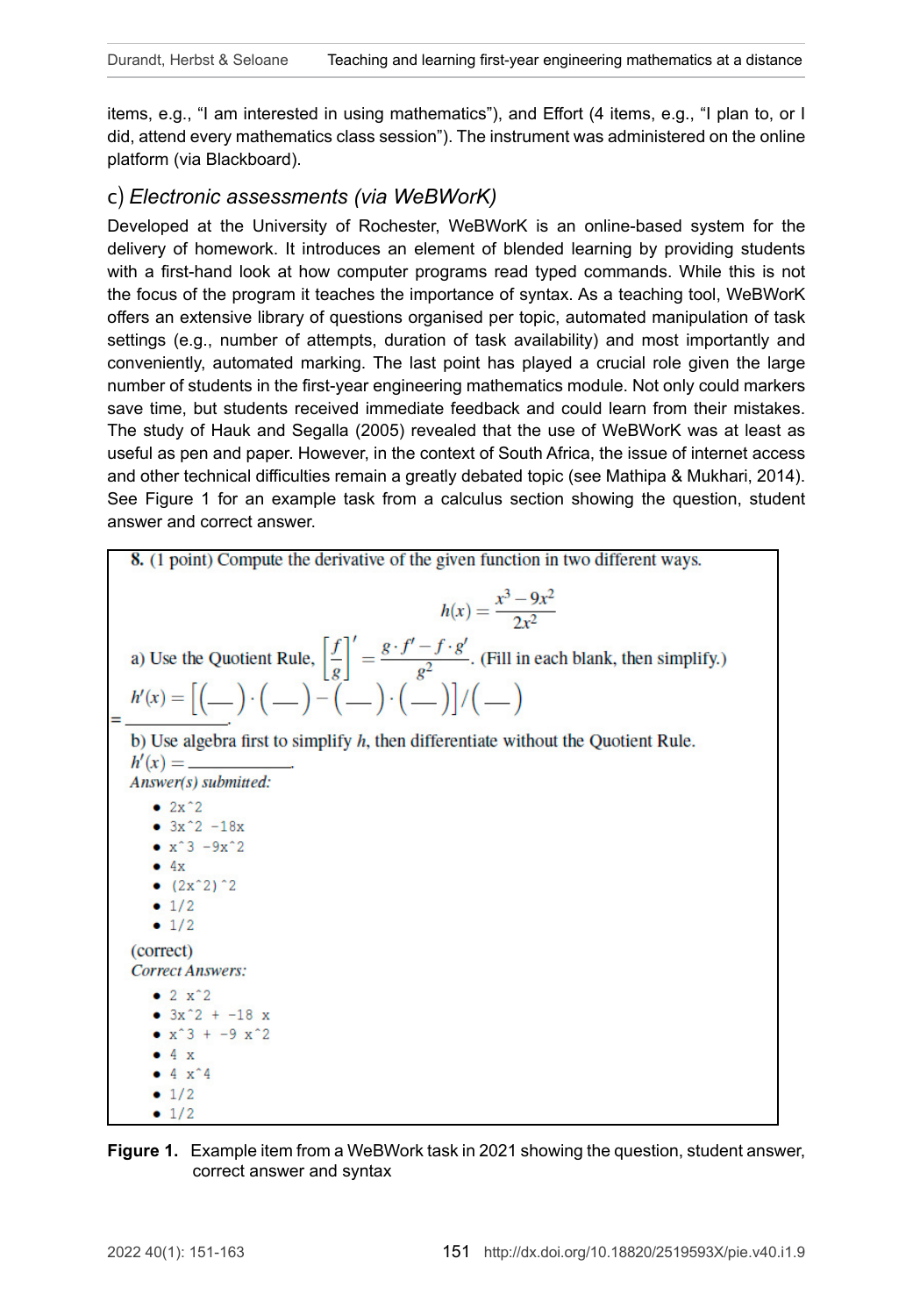items, e.g., "I am interested in using mathematics"), and Effort (4 items, e.g., "I plan to, or I did, attend every mathematics class session"). The instrument was administered on the online platform (via Blackboard).

### c) *Electronic assessments (via WeBWorK)*

Developed at the University of Rochester, WeBWorK is an online-based system for the delivery of homework. It introduces an element of blended learning by providing students with a first-hand look at how computer programs read typed commands. While this is not the focus of the program it teaches the importance of syntax. As a teaching tool, WeBWorK offers an extensive library of questions organised per topic, automated manipulation of task settings (e.g., number of attempts, duration of task availability) and most importantly and conveniently, automated marking. The last point has played a crucial role given the large number of students in the first-year engineering mathematics module. Not only could markers save time, but students received immediate feedback and could learn from their mistakes. The study of Hauk and Segalla (2005) revealed that the use of WeBWorK was at least as useful as pen and paper. However, in the context of South Africa, the issue of internet access and other technical difficulties remain a greatly debated topic (see Mathipa & Mukhari, 2014). See Figure 1 for an example task from a calculus section showing the question, student answer and correct answer.

**8.** (1 point) Compute the derivative of the given function in two different ways.

$$h(x) = \frac{x^3 - 9x^2}{2x^2}$$

a) Use the Quotient Rule, $\left[\frac{f}{g}\right]' = \frac{g \cdot f' - f \cdot g'}{g^2}$. (Fill in each blank, then simplify.)

$h'(x) = [(\text{—})\cdot(\text{—}) - (\text{—})\cdot(\text{—})]/(\text{—})$

= ________.

b) Use algebra first to simplify $h$, then differentiate without the Quotient Rule.

$h'(x) =$ ________.

*Answer(s) submitted:*

- `2x^2`
- `3x^2 -18x`
- `x^3 -9x^2`
- `4x`
- `(2x^2)^2`
- `1/2`
- `1/2`

(correct)

*Correct Answers:*

- `2 x^2`
- `3x^2 + -18 x`
- `x^3 + -9 x^2`
- `4 x`
- `4 x^4`
- `1/2`
- `1/2`

**Figure 1.** Example item from a WeBWork task in 2021 showing the question, student answer, correct answer and syntax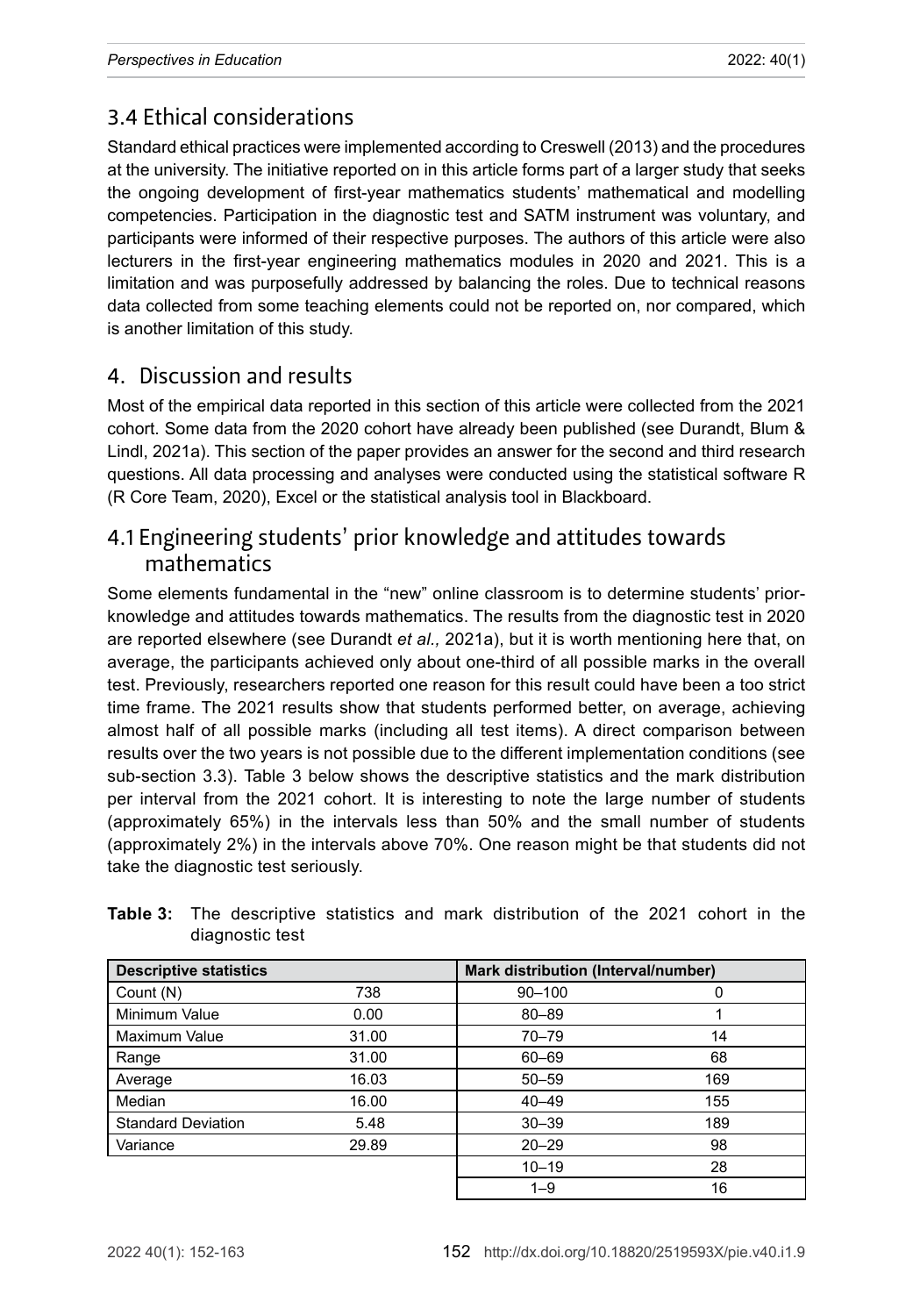## 3.4 Ethical considerations

Standard ethical practices were implemented according to Creswell (2013) and the procedures at the university. The initiative reported on in this article forms part of a larger study that seeks the ongoing development of first-year mathematics students' mathematical and modelling competencies. Participation in the diagnostic test and SATM instrument was voluntary, and participants were informed of their respective purposes. The authors of this article were also lecturers in the first-year engineering mathematics modules in 2020 and 2021. This is a limitation and was purposefully addressed by balancing the roles. Due to technical reasons data collected from some teaching elements could not be reported on, nor compared, which is another limitation of this study.

# 4. Discussion and results

Most of the empirical data reported in this section of this article were collected from the 2021 cohort. Some data from the 2020 cohort have already been published (see Durandt, Blum & Lindl, 2021a). This section of the paper provides an answer for the second and third research questions. All data processing and analyses were conducted using the statistical software R (R Core Team, 2020), Excel or the statistical analysis tool in Blackboard.

## 4.1 Engineering students' prior knowledge and attitudes towards mathematics

Some elements fundamental in the "new" online classroom is to determine students' prior-knowledge and attitudes towards mathematics. The results from the diagnostic test in 2020 are reported elsewhere (see Durandt *et al.,* 2021a), but it is worth mentioning here that, on average, the participants achieved only about one-third of all possible marks in the overall test. Previously, researchers reported one reason for this result could have been a too strict time frame. The 2021 results show that students performed better, on average, achieving almost half of all possible marks (including all test items). A direct comparison between results over the two years is not possible due to the different implementation conditions (see sub-section 3.3). Table 3 below shows the descriptive statistics and the mark distribution per interval from the 2021 cohort. It is interesting to note the large number of students (approximately 65%) in the intervals less than 50% and the small number of students (approximately 2%) in the intervals above 70%. One reason might be that students did not take the diagnostic test seriously.

**Table 3:** The descriptive statistics and mark distribution of the 2021 cohort in the diagnostic test

| Descriptive statistics | | Mark distribution (Interval/number) | |
|---|---|---|---|
| Count (N) | 738 | 90–100 | 0 |
| Minimum Value | 0.00 | 80–89 | 1 |
| Maximum Value | 31.00 | 70–79 | 14 |
| Range | 31.00 | 60–69 | 68 |
| Average | 16.03 | 50–59 | 169 |
| Median | 16.00 | 40–49 | 155 |
| Standard Deviation | 5.48 | 30–39 | 189 |
| Variance | 29.89 | 20–29 | 98 |
| | | 10–19 | 28 |
| | | 1–9 | 16 |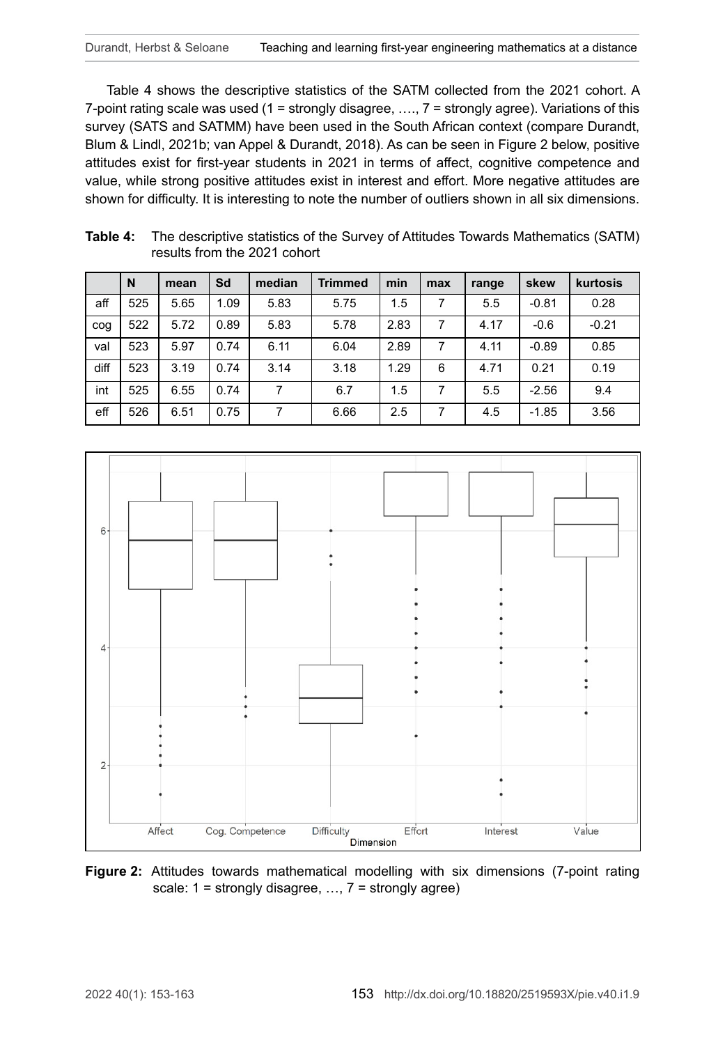Table 4 shows the descriptive statistics of the SATM collected from the 2021 cohort. A 7-point rating scale was used (1 = strongly disagree, …., 7 = strongly agree). Variations of this survey (SATS and SATMM) have been used in the South African context (compare Durandt, Blum & Lindl, 2021b; van Appel & Durandt, 2018). As can be seen in Figure 2 below, positive attitudes exist for first-year students in 2021 in terms of affect, cognitive competence and value, while strong positive attitudes exist in interest and effort. More negative attitudes are shown for difficulty. It is interesting to note the number of outliers shown in all six dimensions.

**Table 4:** The descriptive statistics of the Survey of Attitudes Towards Mathematics (SATM) results from the 2021 cohort

| | N | mean | Sd | median | Trimmed | min | max | range | skew | kurtosis |
|---|---|---|---|---|---|---|---|---|---|---|
| aff | 525 | 5.65 | 1.09 | 5.83 | 5.75 | 1.5 | 7 | 5.5 | -0.81 | 0.28 |
| cog | 522 | 5.72 | 0.89 | 5.83 | 5.78 | 2.83 | 7 | 4.17 | -0.6 | -0.21 |
| val | 523 | 5.97 | 0.74 | 6.11 | 6.04 | 2.89 | 7 | 4.11 | -0.89 | 0.85 |
| diff | 523 | 3.19 | 0.74 | 3.14 | 3.18 | 1.29 | 6 | 4.71 | 0.21 | 0.19 |
| int | 525 | 6.55 | 0.74 | 7 | 6.7 | 1.5 | 7 | 5.5 | -2.56 | 9.4 |
| eff | 526 | 6.51 | 0.75 | 7 | 6.66 | 2.5 | 7 | 4.5 | -1.85 | 3.56 |

**Figure 2:** Attitudes towards mathematical modelling with six dimensions (7-point rating scale: 1 = strongly disagree, …, 7 = strongly agree)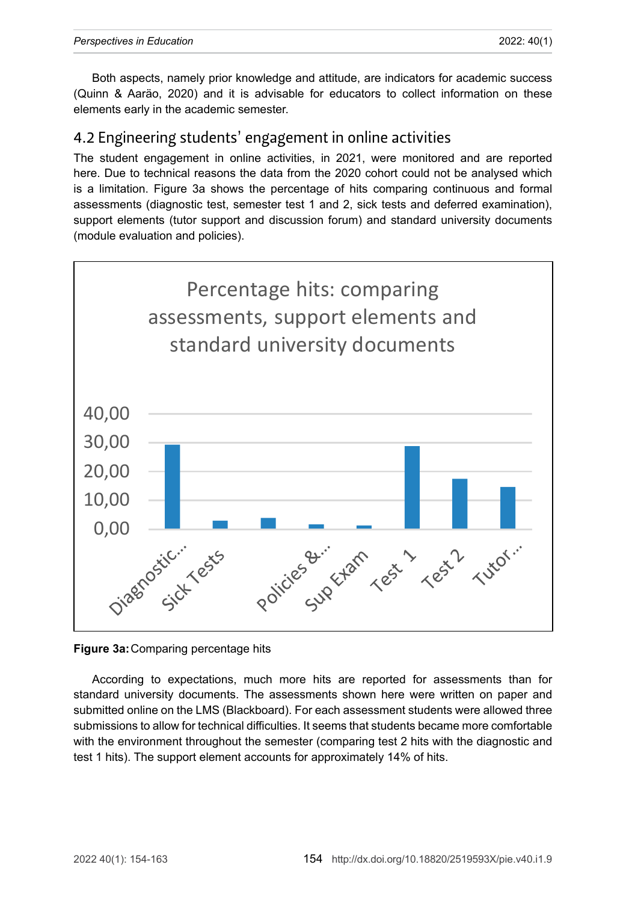Both aspects, namely prior knowledge and attitude, are indicators for academic success (Quinn & Aaräo, 2020) and it is advisable for educators to collect information on these elements early in the academic semester.

## 4.2 Engineering students' engagement in online activities

The student engagement in online activities, in 2021, were monitored and are reported here. Due to technical reasons the data from the 2020 cohort could not be analysed which is a limitation. Figure 3a shows the percentage of hits comparing continuous and formal assessments (diagnostic test, semester test 1 and 2, sick tests and deferred examination), support elements (tutor support and discussion forum) and standard university documents (module evaluation and policies).

Percentage hits: comparing assessments, support elements and standard university documents

40,00
30,00
20,00
10,00
0,00

Diagnostic... Sick Tests Policies &... Sup Exam Test 1 Test 2 Tutor ...

**Figure 3a:** Comparing percentage hits

According to expectations, much more hits are reported for assessments than for standard university documents. The assessments shown here were written on paper and submitted online on the LMS (Blackboard). For each assessment students were allowed three submissions to allow for technical difficulties. It seems that students became more comfortable with the environment throughout the semester (comparing test 2 hits with the diagnostic and test 1 hits). The support element accounts for approximately 14% of hits.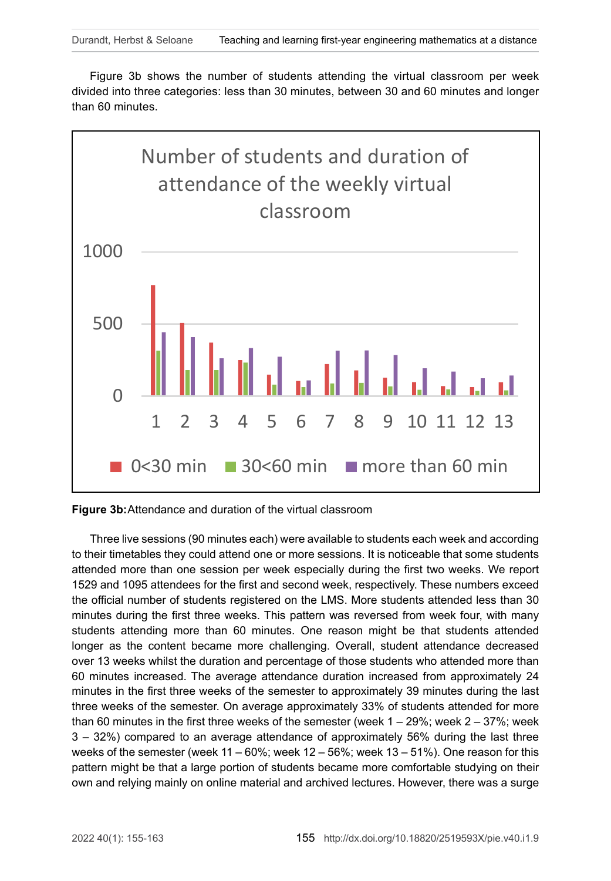Figure 3b shows the number of students attending the virtual classroom per week divided into three categories: less than 30 minutes, between 30 and 60 minutes and longer than 60 minutes.

**Figure 3b:** Attendance and duration of the virtual classroom

Three live sessions (90 minutes each) were available to students each week and according to their timetables they could attend one or more sessions. It is noticeable that some students attended more than one session per week especially during the first two weeks. We report 1529 and 1095 attendees for the first and second week, respectively. These numbers exceed the official number of students registered on the LMS. More students attended less than 30 minutes during the first three weeks. This pattern was reversed from week four, with many students attending more than 60 minutes. One reason might be that students attended longer as the content became more challenging. Overall, student attendance decreased over 13 weeks whilst the duration and percentage of those students who attended more than 60 minutes increased. The average attendance duration increased from approximately 24 minutes in the first three weeks of the semester to approximately 39 minutes during the last three weeks of the semester. On average approximately 33% of students attended for more than 60 minutes in the first three weeks of the semester (week 1 – 29%; week 2 – 37%; week 3 – 32%) compared to an average attendance of approximately 56% during the last three weeks of the semester (week 11 – 60%; week 12 – 56%; week 13 – 51%). One reason for this pattern might be that a large portion of students became more comfortable studying on their own and relying mainly on online material and archived lectures. However, there was a surge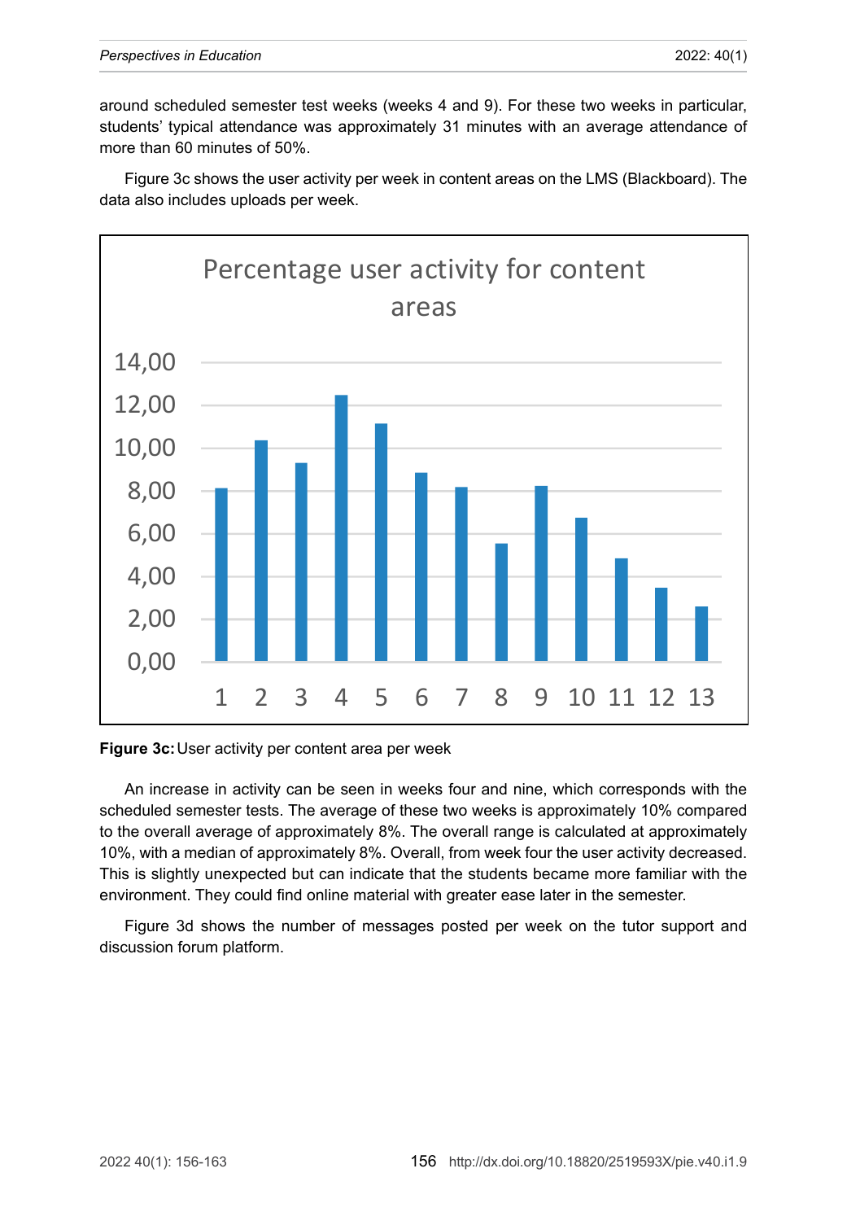around scheduled semester test weeks (weeks 4 and 9). For these two weeks in particular, students' typical attendance was approximately 31 minutes with an average attendance of more than 60 minutes of 50%.

Figure 3c shows the user activity per week in content areas on the LMS (Blackboard). The data also includes uploads per week.

**Figure 3c:** User activity per content area per week

An increase in activity can be seen in weeks four and nine, which corresponds with the scheduled semester tests. The average of these two weeks is approximately 10% compared to the overall average of approximately 8%. The overall range is calculated at approximately 10%, with a median of approximately 8%. Overall, from week four the user activity decreased. This is slightly unexpected but can indicate that the students became more familiar with the environment. They could find online material with greater ease later in the semester.

Figure 3d shows the number of messages posted per week on the tutor support and discussion forum platform.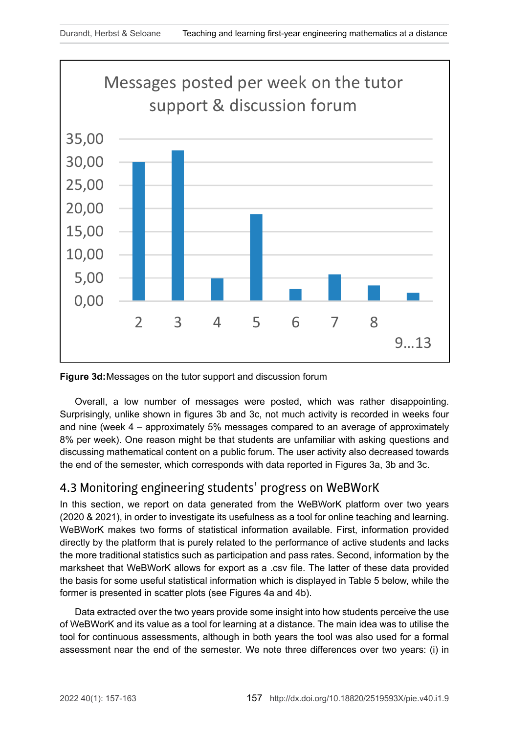Messages posted per week on the tutor support & discussion forum

| Week | Messages |
|---|---|
| 2 | 30,00 |
| 3 | 32,50 |
| 4 | 4,90 |
| 5 | 18,70 |
| 6 | 2,60 |
| 7 | 5,70 |
| 8 | 3,40 |
| 9…13 | 1,80 |

**Figure 3d:** Messages on the tutor support and discussion forum

Overall, a low number of messages were posted, which was rather disappointing. Surprisingly, unlike shown in figures 3b and 3c, not much activity is recorded in weeks four and nine (week 4 – approximately 5% messages compared to an average of approximately 8% per week). One reason might be that students are unfamiliar with asking questions and discussing mathematical content on a public forum. The user activity also decreased towards the end of the semester, which corresponds with data reported in Figures 3a, 3b and 3c.

## 4.3 Monitoring engineering students' progress on WeBWorK

In this section, we report on data generated from the WeBWorK platform over two years (2020 & 2021), in order to investigate its usefulness as a tool for online teaching and learning. WeBWorK makes two forms of statistical information available. First, information provided directly by the platform that is purely related to the performance of active students and lacks the more traditional statistics such as participation and pass rates. Second, information by the marksheet that WeBWorK allows for export as a .csv file. The latter of these data provided the basis for some useful statistical information which is displayed in Table 5 below, while the former is presented in scatter plots (see Figures 4a and 4b).

Data extracted over the two years provide some insight into how students perceive the use of WeBWorK and its value as a tool for learning at a distance. The main idea was to utilise the tool for continuous assessments, although in both years the tool was also used for a formal assessment near the end of the semester. We note three differences over two years: (i) in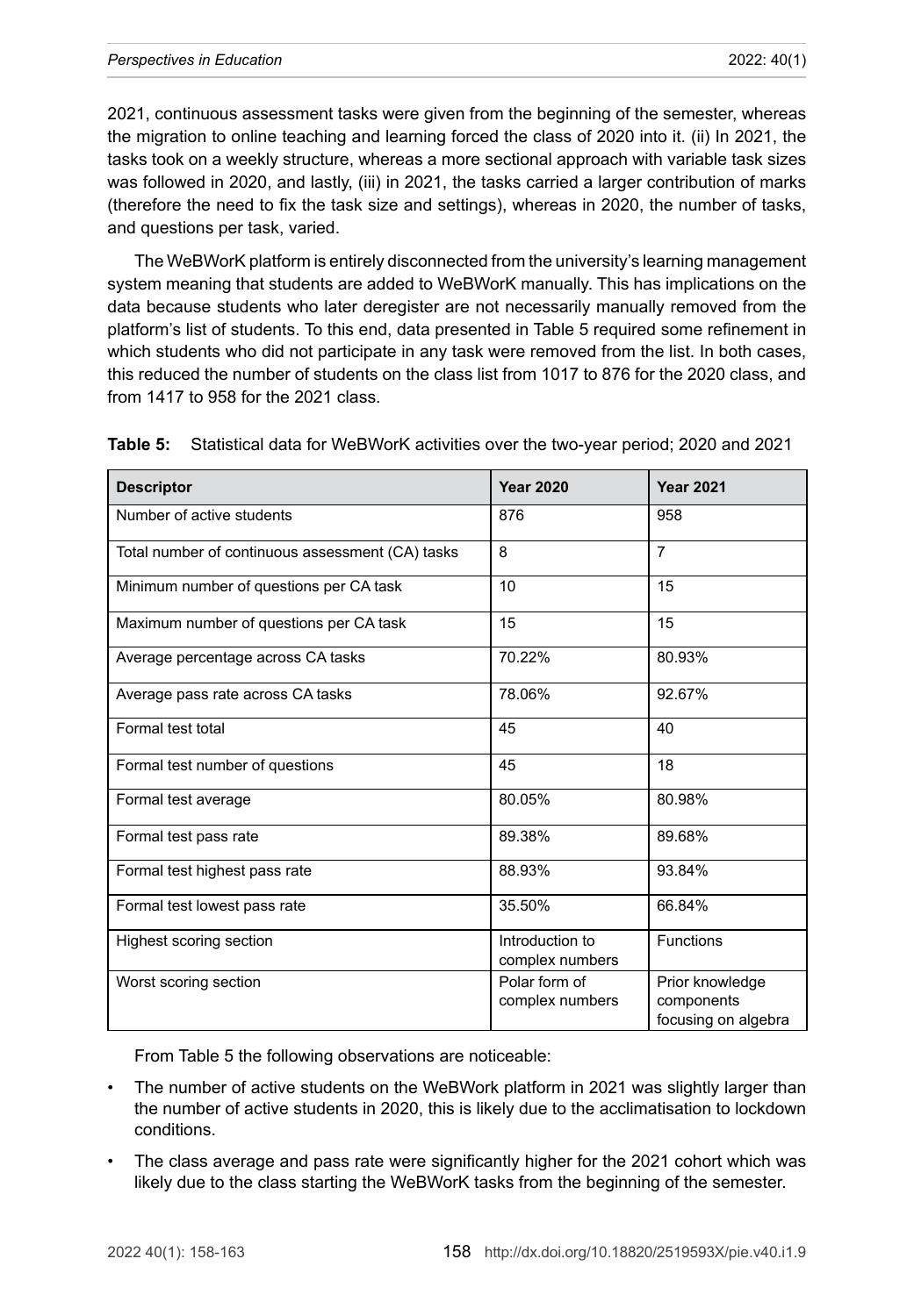2021, continuous assessment tasks were given from the beginning of the semester, whereas the migration to online teaching and learning forced the class of 2020 into it. (ii) In 2021, the tasks took on a weekly structure, whereas a more sectional approach with variable task sizes was followed in 2020, and lastly, (iii) in 2021, the tasks carried a larger contribution of marks (therefore the need to fix the task size and settings), whereas in 2020, the number of tasks, and questions per task, varied.

The WeBWorK platform is entirely disconnected from the university's learning management system meaning that students are added to WeBWorK manually. This has implications on the data because students who later deregister are not necessarily manually removed from the platform's list of students. To this end, data presented in Table 5 required some refinement in which students who did not participate in any task were removed from the list. In both cases, this reduced the number of students on the class list from 1017 to 876 for the 2020 class, and from 1417 to 958 for the 2021 class.

**Table 5:** Statistical data for WeBWorK activities over the two-year period; 2020 and 2021

| Descriptor | Year 2020 | Year 2021 |
|---|---|---|
| Number of active students | 876 | 958 |
| Total number of continuous assessment (CA) tasks | 8 | 7 |
| Minimum number of questions per CA task | 10 | 15 |
| Maximum number of questions per CA task | 15 | 15 |
| Average percentage across CA tasks | 70.22% | 80.93% |
| Average pass rate across CA tasks | 78.06% | 92.67% |
| Formal test total | 45 | 40 |
| Formal test number of questions | 45 | 18 |
| Formal test average | 80.05% | 80.98% |
| Formal test pass rate | 89.38% | 89.68% |
| Formal test highest pass rate | 88.93% | 93.84% |
| Formal test lowest pass rate | 35.50% | 66.84% |
| Highest scoring section | Introduction to complex numbers | Functions |
| Worst scoring section | Polar form of complex numbers | Prior knowledge components focusing on algebra |

From Table 5 the following observations are noticeable:

- The number of active students on the WeBWork platform in 2021 was slightly larger than the number of active students in 2020, this is likely due to the acclimatisation to lockdown conditions.
- The class average and pass rate were significantly higher for the 2021 cohort which was likely due to the class starting the WeBWorK tasks from the beginning of the semester.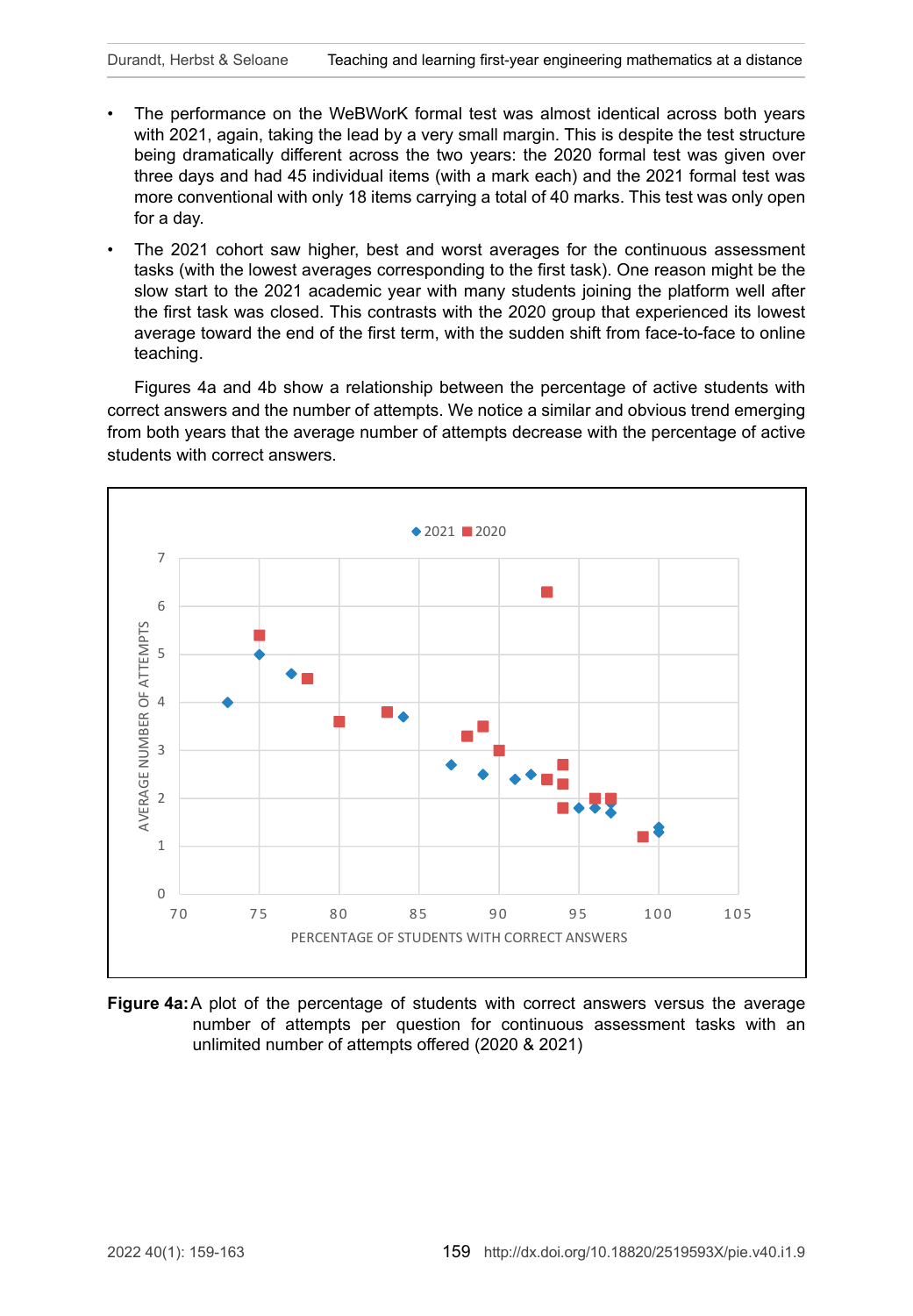- The performance on the WeBWorK formal test was almost identical across both years with 2021, again, taking the lead by a very small margin. This is despite the test structure being dramatically different across the two years: the 2020 formal test was given over three days and had 45 individual items (with a mark each) and the 2021 formal test was more conventional with only 18 items carrying a total of 40 marks. This test was only open for a day.
- The 2021 cohort saw higher, best and worst averages for the continuous assessment tasks (with the lowest averages corresponding to the first task). One reason might be the slow start to the 2021 academic year with many students joining the platform well after the first task was closed. This contrasts with the 2020 group that experienced its lowest average toward the end of the first term, with the sudden shift from face-to-face to online teaching.

Figures 4a and 4b show a relationship between the percentage of active students with correct answers and the number of attempts. We notice a similar and obvious trend emerging from both years that the average number of attempts decrease with the percentage of active students with correct answers.

**Figure 4a:** A plot of the percentage of students with correct answers versus the average number of attempts per question for continuous assessment tasks with an unlimited number of attempts offered (2020 & 2021)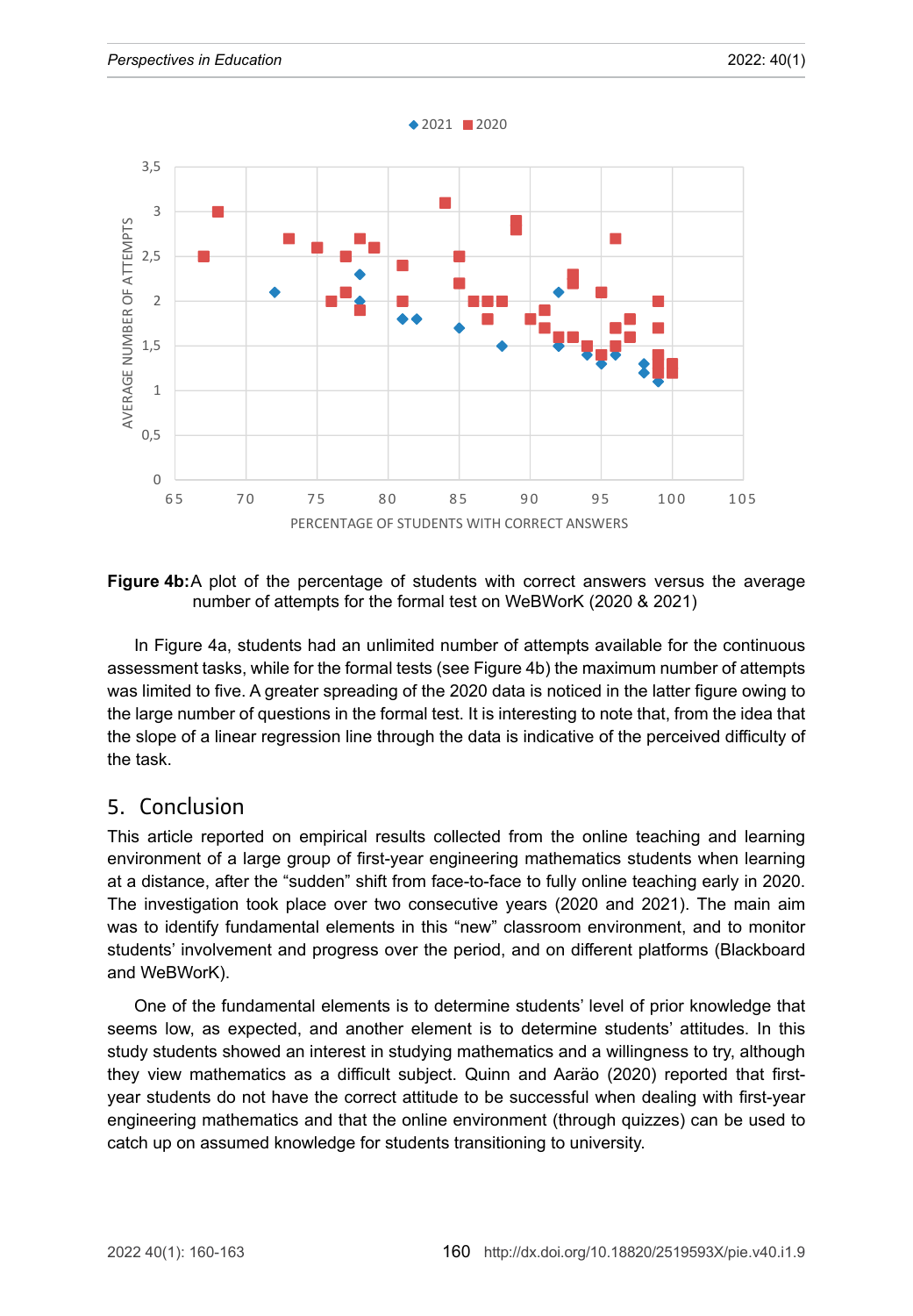**Figure 4b:** A plot of the percentage of students with correct answers versus the average number of attempts for the formal test on WeBWorK (2020 & 2021)

In Figure 4a, students had an unlimited number of attempts available for the continuous assessment tasks, while for the formal tests (see Figure 4b) the maximum number of attempts was limited to five. A greater spreading of the 2020 data is noticed in the latter figure owing to the large number of questions in the formal test. It is interesting to note that, from the idea that the slope of a linear regression line through the data is indicative of the perceived difficulty of the task.

## 5. Conclusion

This article reported on empirical results collected from the online teaching and learning environment of a large group of first-year engineering mathematics students when learning at a distance, after the “sudden” shift from face-to-face to fully online teaching early in 2020. The investigation took place over two consecutive years (2020 and 2021). The main aim was to identify fundamental elements in this “new” classroom environment, and to monitor students’ involvement and progress over the period, and on different platforms (Blackboard and WeBWorK).

One of the fundamental elements is to determine students’ level of prior knowledge that seems low, as expected, and another element is to determine students’ attitudes. In this study students showed an interest in studying mathematics and a willingness to try, although they view mathematics as a difficult subject. Quinn and Aaräo (2020) reported that first-year students do not have the correct attitude to be successful when dealing with first-year engineering mathematics and that the online environment (through quizzes) can be used to catch up on assumed knowledge for students transitioning to university.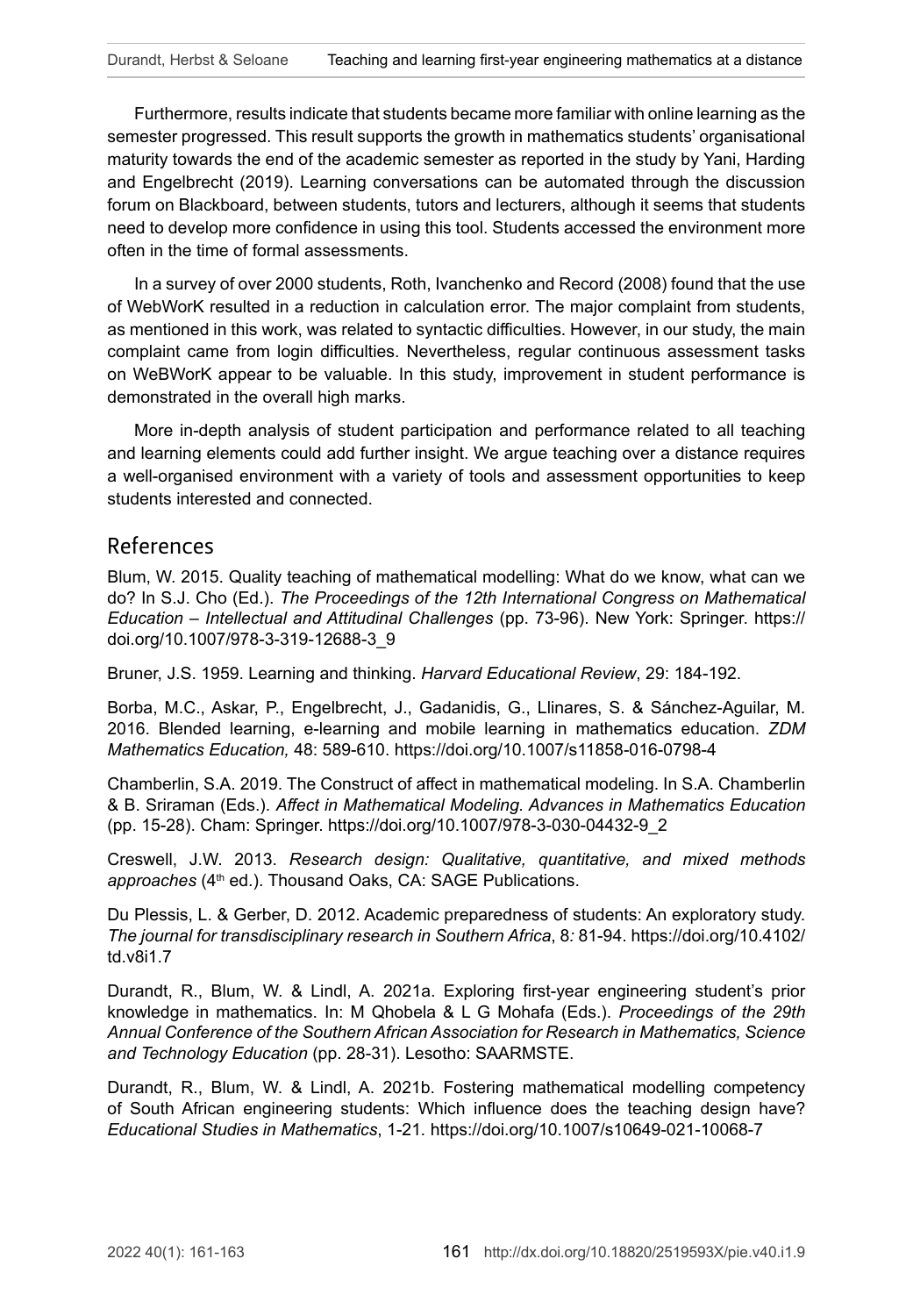Furthermore, results indicate that students became more familiar with online learning as the semester progressed. This result supports the growth in mathematics students' organisational maturity towards the end of the academic semester as reported in the study by Yani, Harding and Engelbrecht (2019). Learning conversations can be automated through the discussion forum on Blackboard, between students, tutors and lecturers, although it seems that students need to develop more confidence in using this tool. Students accessed the environment more often in the time of formal assessments.

In a survey of over 2000 students, Roth, Ivanchenko and Record (2008) found that the use of WebWorK resulted in a reduction in calculation error. The major complaint from students, as mentioned in this work, was related to syntactic difficulties. However, in our study, the main complaint came from login difficulties. Nevertheless, regular continuous assessment tasks on WeBWorK appear to be valuable. In this study, improvement in student performance is demonstrated in the overall high marks.

More in-depth analysis of student participation and performance related to all teaching and learning elements could add further insight. We argue teaching over a distance requires a well-organised environment with a variety of tools and assessment opportunities to keep students interested and connected.

## References

Blum, W. 2015. Quality teaching of mathematical modelling: What do we know, what can we do? In S.J. Cho (Ed.). *The Proceedings of the 12th International Congress on Mathematical Education – Intellectual and Attitudinal Challenges* (pp. 73-96). New York: Springer. https://doi.org/10.1007/978-3-319-12688-3_9

Bruner, J.S. 1959. Learning and thinking. *Harvard Educational Review*, 29: 184-192.

Borba, M.C., Askar, P., Engelbrecht, J., Gadanidis, G., Llinares, S. & Sánchez-Aguilar, M. 2016. Blended learning, e-learning and mobile learning in mathematics education. *ZDM Mathematics Education,* 48: 589-610. https://doi.org/10.1007/s11858-016-0798-4

Chamberlin, S.A. 2019. The Construct of affect in mathematical modeling. In S.A. Chamberlin & B. Sriraman (Eds.). *Affect in Mathematical Modeling. Advances in Mathematics Education* (pp. 15-28). Cham: Springer. https://doi.org/10.1007/978-3-030-04432-9_2

Creswell, J.W. 2013. *Research design: Qualitative, quantitative, and mixed methods approaches* (4th ed.). Thousand Oaks, CA: SAGE Publications.

Du Plessis, L. & Gerber, D. 2012. Academic preparedness of students: An exploratory study. *The journal for transdisciplinary research in Southern Africa*, 8*:* 81-94. https://doi.org/10.4102/td.v8i1.7

Durandt, R., Blum, W. & Lindl, A. 2021a. Exploring first-year engineering student's prior knowledge in mathematics. In: M Qhobela & L G Mohafa (Eds.). *Proceedings of the 29th Annual Conference of the Southern African Association for Research in Mathematics, Science and Technology Education* (pp. 28-31). Lesotho: SAARMSTE.

Durandt, R., Blum, W. & Lindl, A. 2021b. Fostering mathematical modelling competency of South African engineering students: Which influence does the teaching design have? *Educational Studies in Mathematics*, 1-21*.* https://doi.org/10.1007/s10649-021-10068-7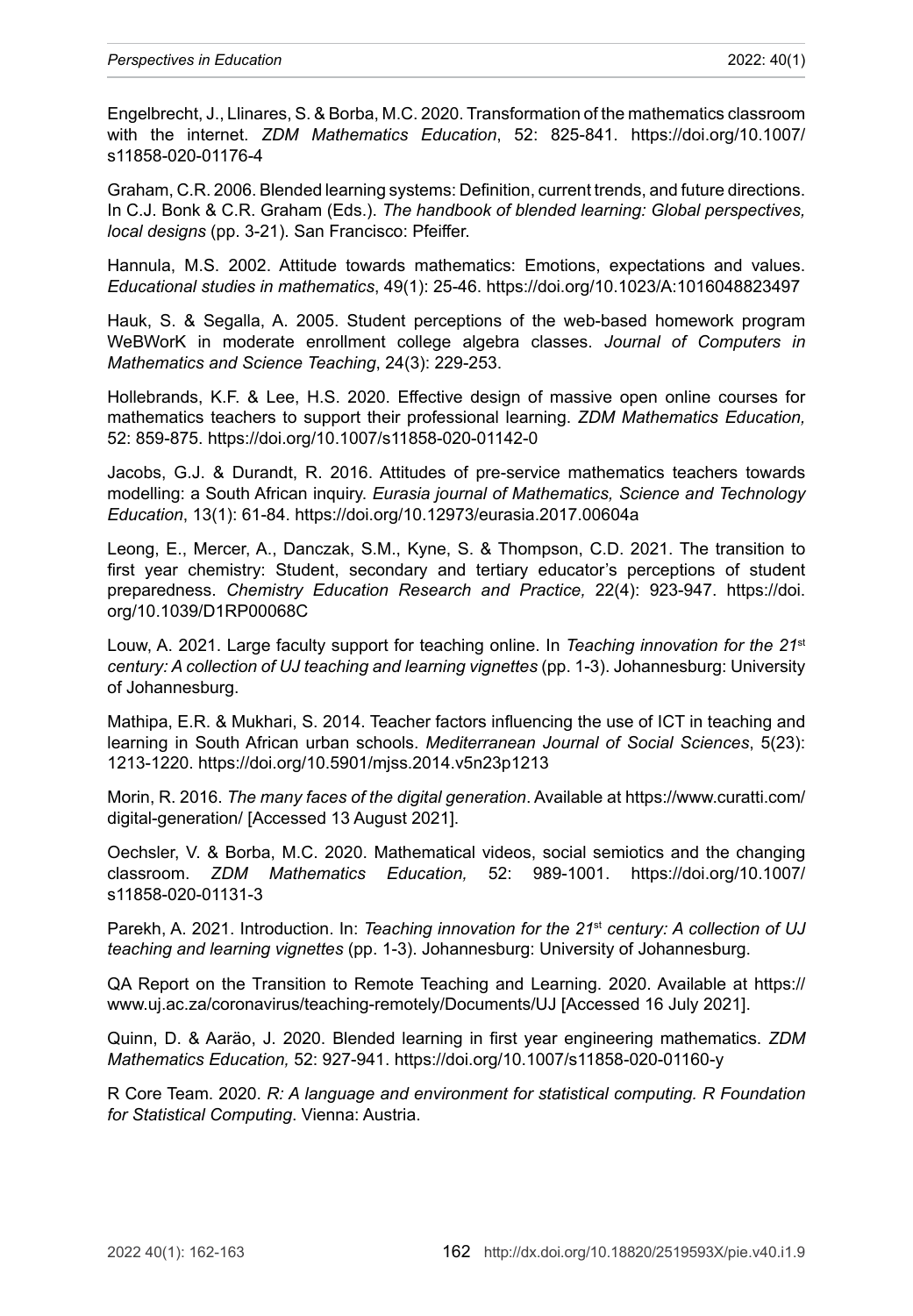Engelbrecht, J., Llinares, S. & Borba, M.C. 2020. Transformation of the mathematics classroom with the internet. *ZDM Mathematics Education*, 52: 825-841. https://doi.org/10.1007/s11858-020-01176-4

Graham, C.R. 2006. Blended learning systems: Definition, current trends, and future directions. In C.J. Bonk & C.R. Graham (Eds.). *The handbook of blended learning: Global perspectives, local designs* (pp. 3-21). San Francisco: Pfeiffer.

Hannula, M.S. 2002. Attitude towards mathematics: Emotions, expectations and values. *Educational studies in mathematics*, 49(1): 25-46. https://doi.org/10.1023/A:1016048823497

Hauk, S. & Segalla, A. 2005. Student perceptions of the web-based homework program WeBWorK in moderate enrollment college algebra classes. *Journal of Computers in Mathematics and Science Teaching*, 24(3): 229-253.

Hollebrands, K.F. & Lee, H.S. 2020. Effective design of massive open online courses for mathematics teachers to support their professional learning. *ZDM Mathematics Education,* 52: 859-875. https://doi.org/10.1007/s11858-020-01142-0

Jacobs, G.J. & Durandt, R. 2016. Attitudes of pre-service mathematics teachers towards modelling: a South African inquiry. *Eurasia journal of Mathematics, Science and Technology Education*, 13(1): 61-84. https://doi.org/10.12973/eurasia.2017.00604a

Leong, E., Mercer, A., Danczak, S.M., Kyne, S. & Thompson, C.D. 2021. The transition to first year chemistry: Student, secondary and tertiary educator's perceptions of student preparedness. *Chemistry Education Research and Practice,* 22(4): 923-947. https://doi.org/10.1039/D1RP00068C

Louw, A. 2021. Large faculty support for teaching online. In *Teaching innovation for the 21st century: A collection of UJ teaching and learning vignettes* (pp. 1-3). Johannesburg: University of Johannesburg.

Mathipa, E.R. & Mukhari, S. 2014. Teacher factors influencing the use of ICT in teaching and learning in South African urban schools. *Mediterranean Journal of Social Sciences*, 5(23): 1213-1220. https://doi.org/10.5901/mjss.2014.v5n23p1213

Morin, R. 2016. *The many faces of the digital generation*. Available at https://www.curatti.com/digital-generation/ [Accessed 13 August 2021].

Oechsler, V. & Borba, M.C. 2020. Mathematical videos, social semiotics and the changing classroom. *ZDM Mathematics Education,* 52: 989-1001. https://doi.org/10.1007/s11858-020-01131-3

Parekh, A. 2021. Introduction. In: *Teaching innovation for the 21st century: A collection of UJ teaching and learning vignettes* (pp. 1-3). Johannesburg: University of Johannesburg.

QA Report on the Transition to Remote Teaching and Learning. 2020. Available at https://www.uj.ac.za/coronavirus/teaching-remotely/Documents/UJ [Accessed 16 July 2021].

Quinn, D. & Aarão, J. 2020. Blended learning in first year engineering mathematics. *ZDM Mathematics Education,* 52: 927-941. https://doi.org/10.1007/s11858-020-01160-y

R Core Team. 2020. *R: A language and environment for statistical computing. R Foundation for Statistical Computing*. Vienna: Austria.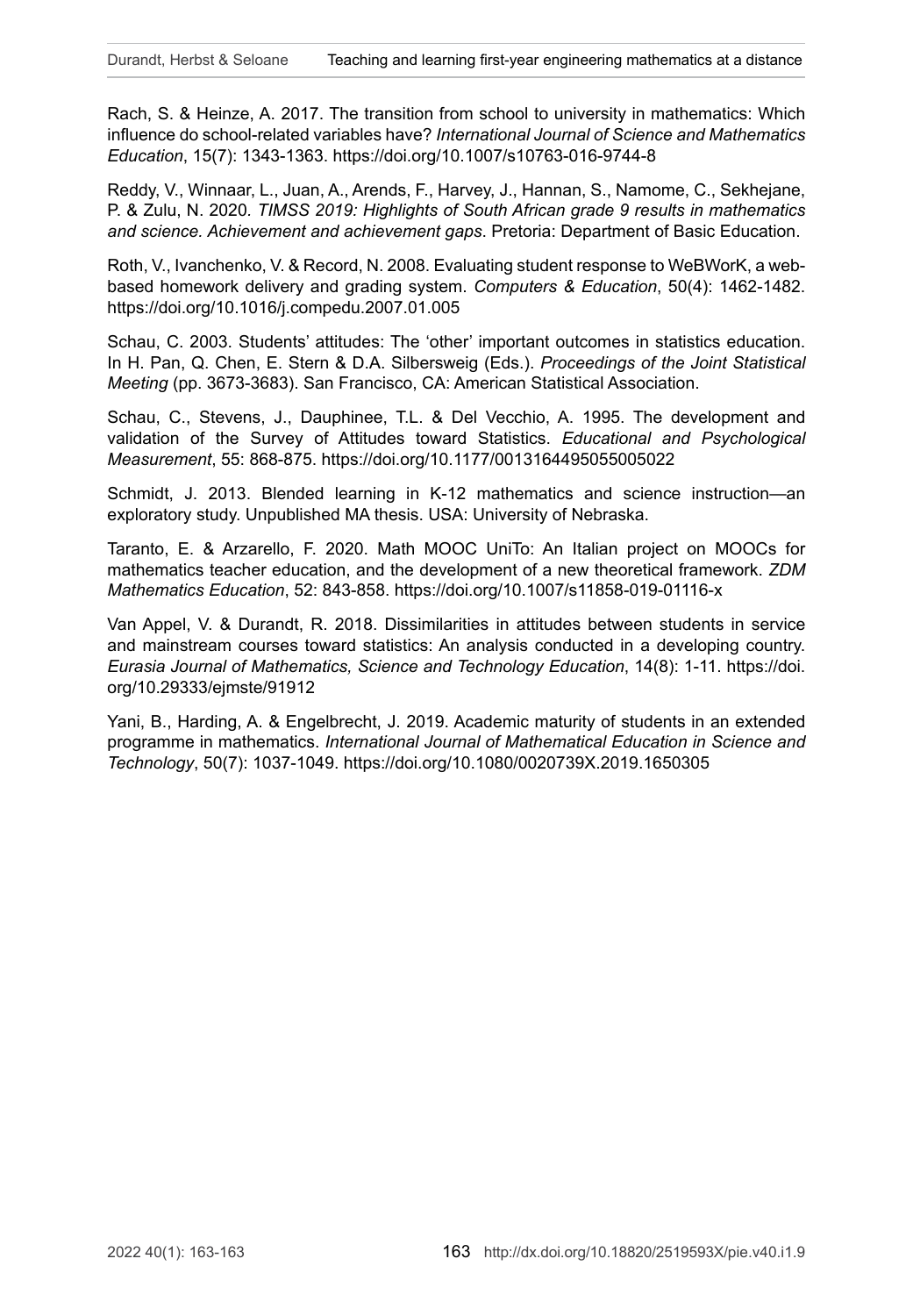Rach, S. & Heinze, A. 2017. The transition from school to university in mathematics: Which influence do school-related variables have? *International Journal of Science and Mathematics Education*, 15(7): 1343-1363. https://doi.org/10.1007/s10763-016-9744-8

Reddy, V., Winnaar, L., Juan, A., Arends, F., Harvey, J., Hannan, S., Namome, C., Sekhejane, P. & Zulu, N. 2020. *TIMSS 2019: Highlights of South African grade 9 results in mathematics and science. Achievement and achievement gaps*. Pretoria: Department of Basic Education.

Roth, V., Ivanchenko, V. & Record, N. 2008. Evaluating student response to WeBWorK, a web-based homework delivery and grading system. *Computers & Education*, 50(4): 1462-1482. https://doi.org/10.1016/j.compedu.2007.01.005

Schau, C. 2003. Students' attitudes: The 'other' important outcomes in statistics education. In H. Pan, Q. Chen, E. Stern & D.A. Silbersweig (Eds.). *Proceedings of the Joint Statistical Meeting* (pp. 3673-3683). San Francisco, CA: American Statistical Association.

Schau, C., Stevens, J., Dauphinee, T.L. & Del Vecchio, A. 1995. The development and validation of the Survey of Attitudes toward Statistics. *Educational and Psychological Measurement*, 55: 868-875. https://doi.org/10.1177/0013164495055005022

Schmidt, J. 2013. Blended learning in K-12 mathematics and science instruction—an exploratory study. Unpublished MA thesis. USA: University of Nebraska.

Taranto, E. & Arzarello, F. 2020. Math MOOC UniTo: An Italian project on MOOCs for mathematics teacher education, and the development of a new theoretical framework. *ZDM Mathematics Education*, 52: 843-858. https://doi.org/10.1007/s11858-019-01116-x

Van Appel, V. & Durandt, R. 2018. Dissimilarities in attitudes between students in service and mainstream courses toward statistics: An analysis conducted in a developing country. *Eurasia Journal of Mathematics, Science and Technology Education*, 14(8): 1-11. https://doi.org/10.29333/ejmste/91912

Yani, B., Harding, A. & Engelbrecht, J. 2019. Academic maturity of students in an extended programme in mathematics. *International Journal of Mathematical Education in Science and Technology*, 50(7): 1037-1049. https://doi.org/10.1080/0020739X.2019.1650305